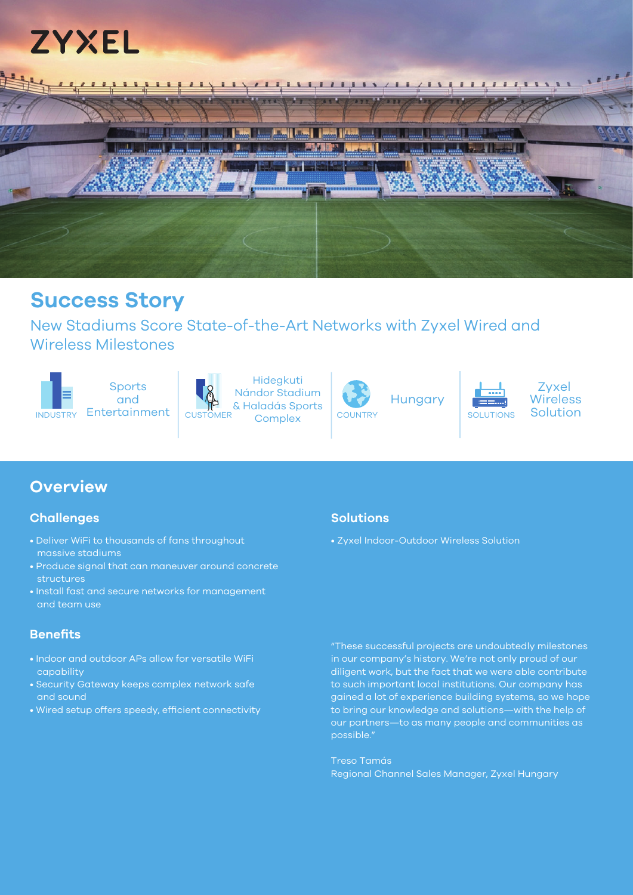ZYXEL

# Success Story

## New Stadiums Score State-of-the-Art Networks with Zyxel Wired and Wireless Milestones

| INDUSTRY | CUSTOMER | COUNTRY | SOLUTIONS |
| --- | --- | --- | --- |
| Sports and Entertainment | Hidegkuti Nándor Stadium & Haladás Sports Complex | Hungary | Zyxel Wireless Solution |

## Overview

### Challenges

- Deliver WiFi to thousands of fans throughout massive stadiums
- Produce signal that can maneuver around concrete structures
- Install fast and secure networks for management and team use

### Solutions

- Zyxel Indoor-Outdoor Wireless Solution

### Benefits

- Indoor and outdoor APs allow for versatile WiFi capability
- Security Gateway keeps complex network safe and sound
- Wired setup offers speedy, efficient connectivity

"These successful projects are undoubtedly milestones in our company's history. We're not only proud of our diligent work, but the fact that we were able contribute to such important local institutions. Our company has gained a lot of experience building systems, so we hope to bring our knowledge and solutions—with the help of our partners—to as many people and communities as possible."

Treso Tamás
Regional Channel Sales Manager, Zyxel Hungary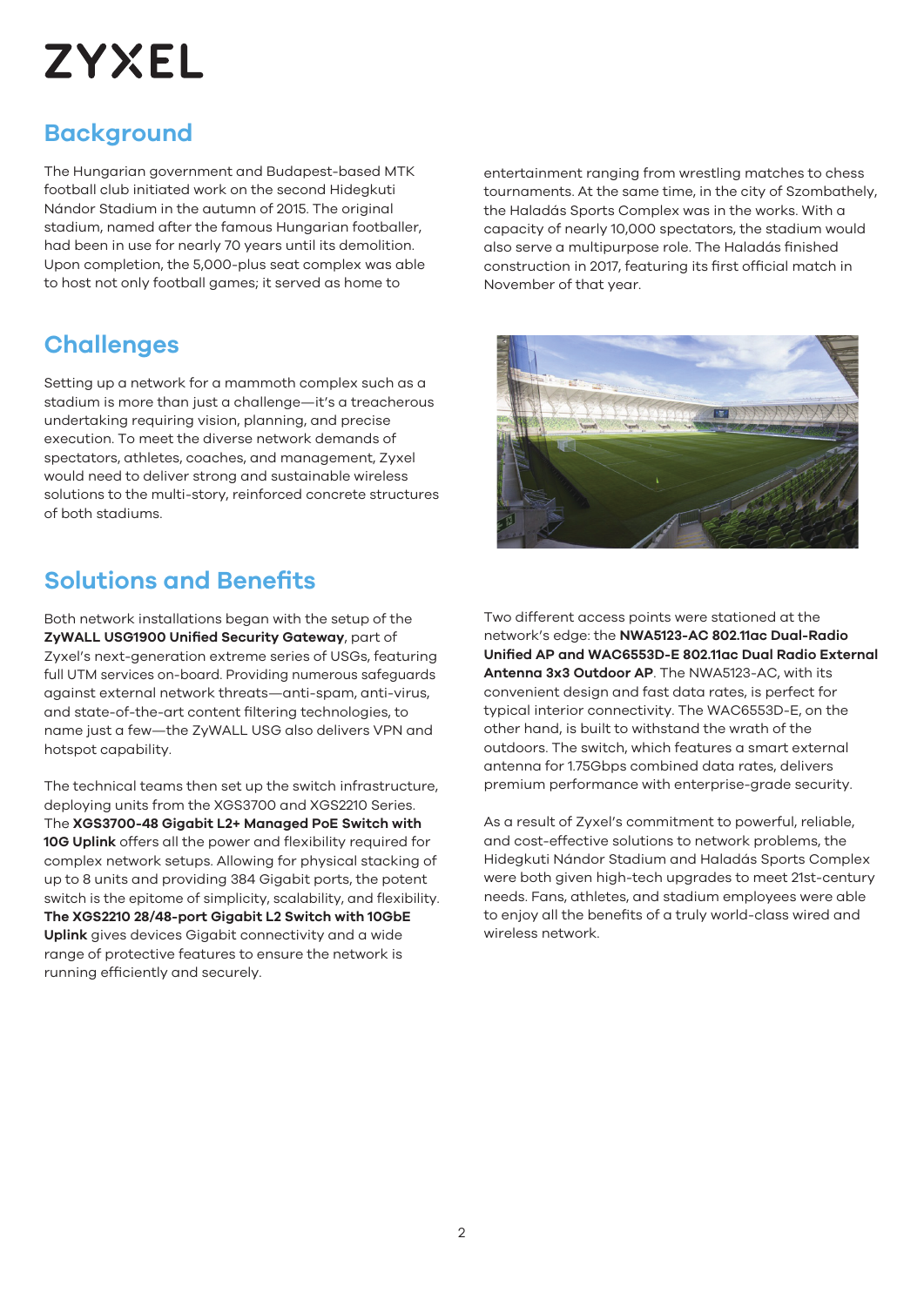## Background

The Hungarian government and Budapest-based MTK football club initiated work on the second Hidegkuti Nándor Stadium in the autumn of 2015. The original stadium, named after the famous Hungarian footballer, had been in use for nearly 70 years until its demolition. Upon completion, the 5,000-plus seat complex was able to host not only football games; it served as home to entertainment ranging from wrestling matches to chess tournaments. At the same time, in the city of Szombathely, the Haladás Sports Complex was in the works. With a capacity of nearly 10,000 spectators, the stadium would also serve a multipurpose role. The Haladás finished construction in 2017, featuring its first official match in November of that year.

## Challenges

Setting up a network for a mammoth complex such as a stadium is more than just a challenge—it's a treacherous undertaking requiring vision, planning, and precise execution. To meet the diverse network demands of spectators, athletes, coaches, and management, Zyxel would need to deliver strong and sustainable wireless solutions to the multi-story, reinforced concrete structures of both stadiums.

## Solutions and Benefits

Both network installations began with the setup of the **ZyWALL USG1900 Unified Security Gateway**, part of Zyxel's next-generation extreme series of USGs, featuring full UTM services on-board. Providing numerous safeguards against external network threats—anti-spam, anti-virus, and state-of-the-art content filtering technologies, to name just a few—the ZyWALL USG also delivers VPN and hotspot capability.

The technical teams then set up the switch infrastructure, deploying units from the XGS3700 and XGS2210 Series. The **XGS3700-48 Gigabit L2+ Managed PoE Switch with 10G Uplink** offers all the power and flexibility required for complex network setups. Allowing for physical stacking of up to 8 units and providing 384 Gigabit ports, the potent switch is the epitome of simplicity, scalability, and flexibility. **The XGS2210 28/48-port Gigabit L2 Switch with 10GbE Uplink** gives devices Gigabit connectivity and a wide range of protective features to ensure the network is running efficiently and securely.

Two different access points were stationed at the network's edge: the **NWA5123-AC 802.11ac Dual-Radio Unified AP and WAC6553D-E 802.11ac Dual Radio External Antenna 3x3 Outdoor AP**. The NWA5123-AC, with its convenient design and fast data rates, is perfect for typical interior connectivity. The WAC6553D-E, on the other hand, is built to withstand the wrath of the outdoors. The switch, which features a smart external antenna for 1.75Gbps combined data rates, delivers premium performance with enterprise-grade security.

As a result of Zyxel's commitment to powerful, reliable, and cost-effective solutions to network problems, the Hidegkuti Nándor Stadium and Haladás Sports Complex were both given high-tech upgrades to meet 21st-century needs. Fans, athletes, and stadium employees were able to enjoy all the benefits of a truly world-class wired and wireless network.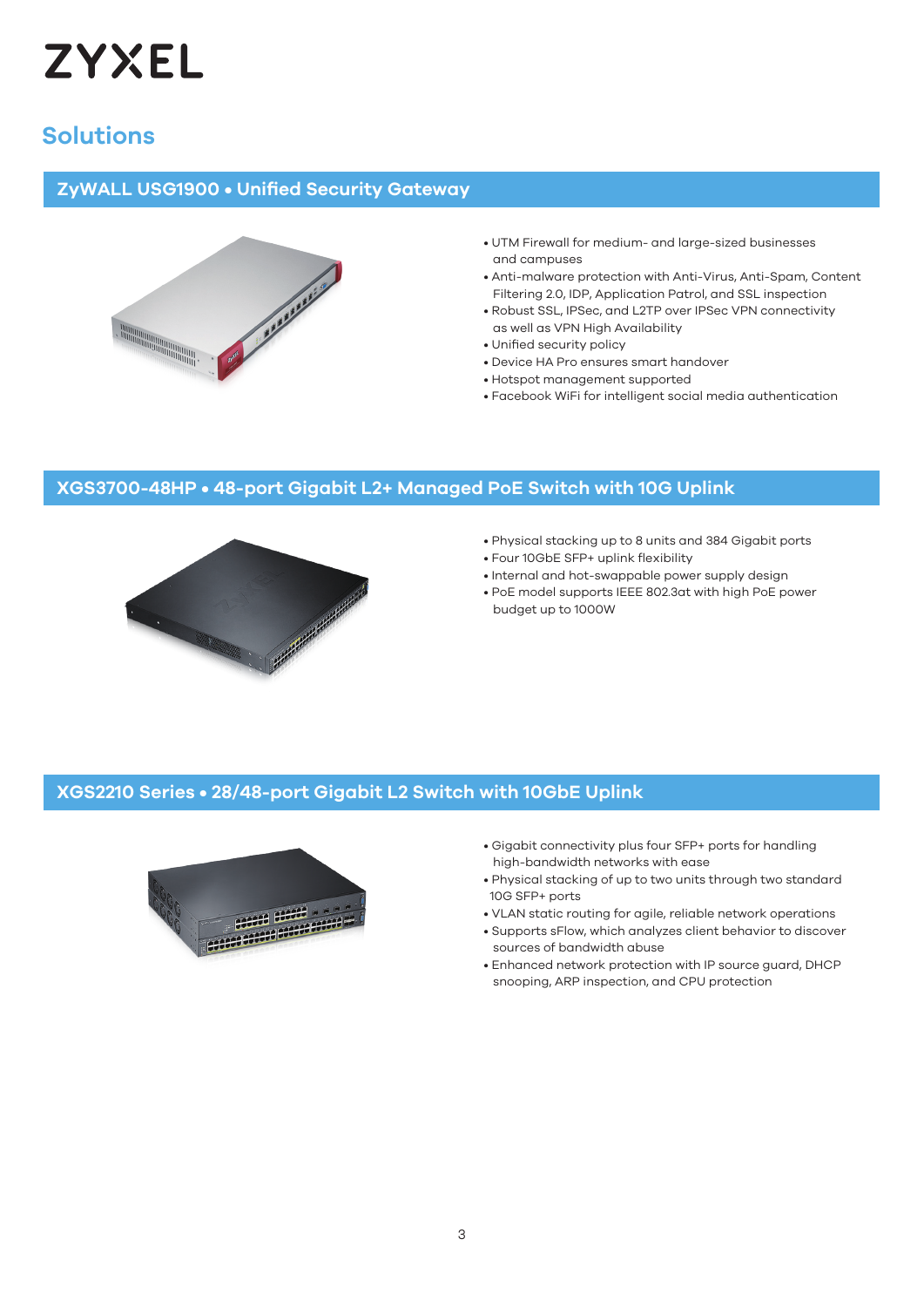# Solutions

## ZyWALL USG1900 • Unified Security Gateway

- UTM Firewall for medium- and large-sized businesses and campuses
- Anti-malware protection with Anti-Virus, Anti-Spam, Content Filtering 2.0, IDP, Application Patrol, and SSL inspection
- Robust SSL, IPSec, and L2TP over IPSec VPN connectivity as well as VPN High Availability
- Unified security policy
- Device HA Pro ensures smart handover
- Hotspot management supported
- Facebook WiFi for intelligent social media authentication

## XGS3700-48HP • 48-port Gigabit L2+ Managed PoE Switch with 10G Uplink

- Physical stacking up to 8 units and 384 Gigabit ports
- Four 10GbE SFP+ uplink flexibility
- Internal and hot-swappable power supply design
- PoE model supports IEEE 802.3at with high PoE power budget up to 1000W

## XGS2210 Series • 28/48-port Gigabit L2 Switch with 10GbE Uplink

- Gigabit connectivity plus four SFP+ ports for handling high-bandwidth networks with ease
- Physical stacking of up to two units through two standard 10G SFP+ ports
- VLAN static routing for agile, reliable network operations
- Supports sFlow, which analyzes client behavior to discover sources of bandwidth abuse
- Enhanced network protection with IP source guard, DHCP snooping, ARP inspection, and CPU protection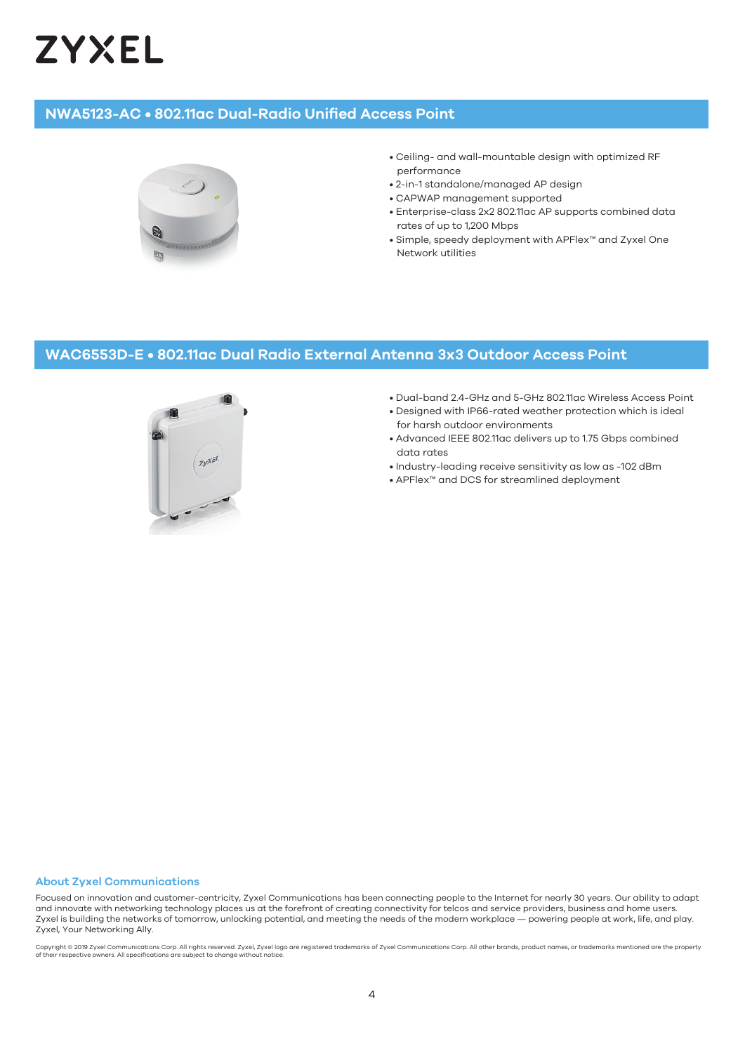ZYXEL

## NWA5123-AC • 802.11ac Dual-Radio Unified Access Point

- Ceiling- and wall-mountable design with optimized RF performance
- 2-in-1 standalone/managed AP design
- CAPWAP management supported
- Enterprise-class 2x2 802.11ac AP supports combined data rates of up to 1,200 Mbps
- Simple, speedy deployment with APFlex™ and Zyxel One Network utilities

## WAC6553D-E • 802.11ac Dual Radio External Antenna 3x3 Outdoor Access Point

- Dual-band 2.4-GHz and 5-GHz 802.11ac Wireless Access Point
- Designed with IP66-rated weather protection which is ideal for harsh outdoor environments
- Advanced IEEE 802.11ac delivers up to 1.75 Gbps combined data rates
- Industry-leading receive sensitivity as low as -102 dBm
- APFlex™ and DCS for streamlined deployment

### About Zyxel Communications

Focused on innovation and customer-centricity, Zyxel Communications has been connecting people to the Internet for nearly 30 years. Our ability to adapt and innovate with networking technology places us at the forefront of creating connectivity for telcos and service providers, business and home users. Zyxel is building the networks of tomorrow, unlocking potential, and meeting the needs of the modern workplace — powering people at work, life, and play. Zyxel, Your Networking Ally.

Copyright © 2019 Zyxel Communications Corp. All rights reserved. Zyxel, Zyxel logo are registered trademarks of Zyxel Communications Corp. All other brands, product names, or trademarks mentioned are the property of their respective owners. All specifications are subject to change without notice.